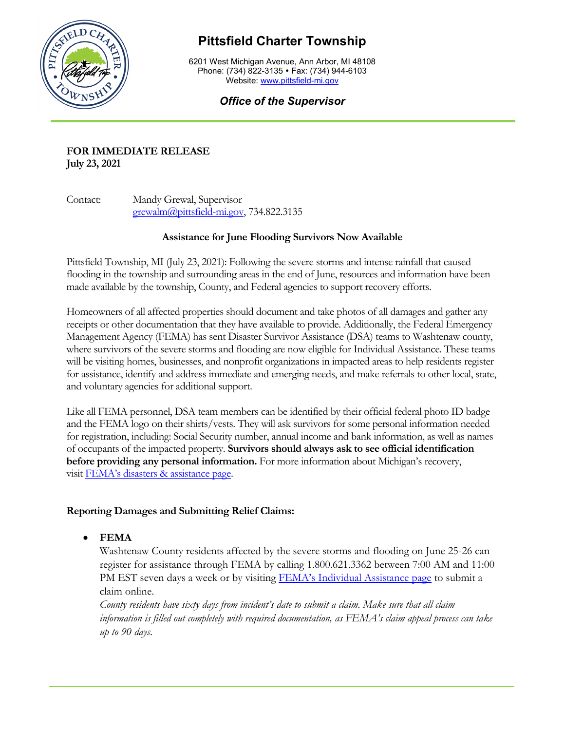# Pittsfield Charter Township

6201 West Michigan Avenue, Ann Arbor, MI 48108
Phone: (734) 822-3135 • Fax: (734) 944-6103
Website: [www.pittsfield-mi.gov](http://www.pittsfield-mi.gov)

***Office of the Supervisor***

**FOR IMMEDIATE RELEASE**
**July 23, 2021**

Contact: Mandy Grewal, Supervisor
[grewalm@pittsfield-mi.gov](mailto:grewalm@pittsfield-mi.gov), 734.822.3135

**Assistance for June Flooding Survivors Now Available**

Pittsfield Township, MI (July 23, 2021): Following the severe storms and intense rainfall that caused flooding in the township and surrounding areas in the end of June, resources and information have been made available by the township, County, and Federal agencies to support recovery efforts.

Homeowners of all affected properties should document and take photos of all damages and gather any receipts or other documentation that they have available to provide. Additionally, the Federal Emergency Management Agency (FEMA) has sent Disaster Survivor Assistance (DSA) teams to Washtenaw county, where survivors of the severe storms and flooding are now eligible for Individual Assistance. These teams will be visiting homes, businesses, and nonprofit organizations in impacted areas to help residents register for assistance, identify and address immediate and emerging needs, and make referrals to other local, state, and voluntary agencies for additional support.

Like all FEMA personnel, DSA team members can be identified by their official federal photo ID badge and the FEMA logo on their shirts/vests. They will ask survivors for some personal information needed for registration, including: Social Security number, annual income and bank information, as well as names of occupants of the impacted property. **Survivors should always ask to see official identification before providing any personal information.** For more information about Michigan's recovery, visit FEMA's disasters & assistance page.

**Reporting Damages and Submitting Relief Claims:**

- **FEMA**
  Washtenaw County residents affected by the severe storms and flooding on June 25-26 can register for assistance through FEMA by calling 1.800.621.3362 between 7:00 AM and 11:00 PM EST seven days a week or by visiting FEMA's Individual Assistance page to submit a claim online.
  *County residents have sixty days from incident's date to submit a claim. Make sure that all claim information is filled out completely with required documentation, as FEMA's claim appeal process can take up to 90 days.*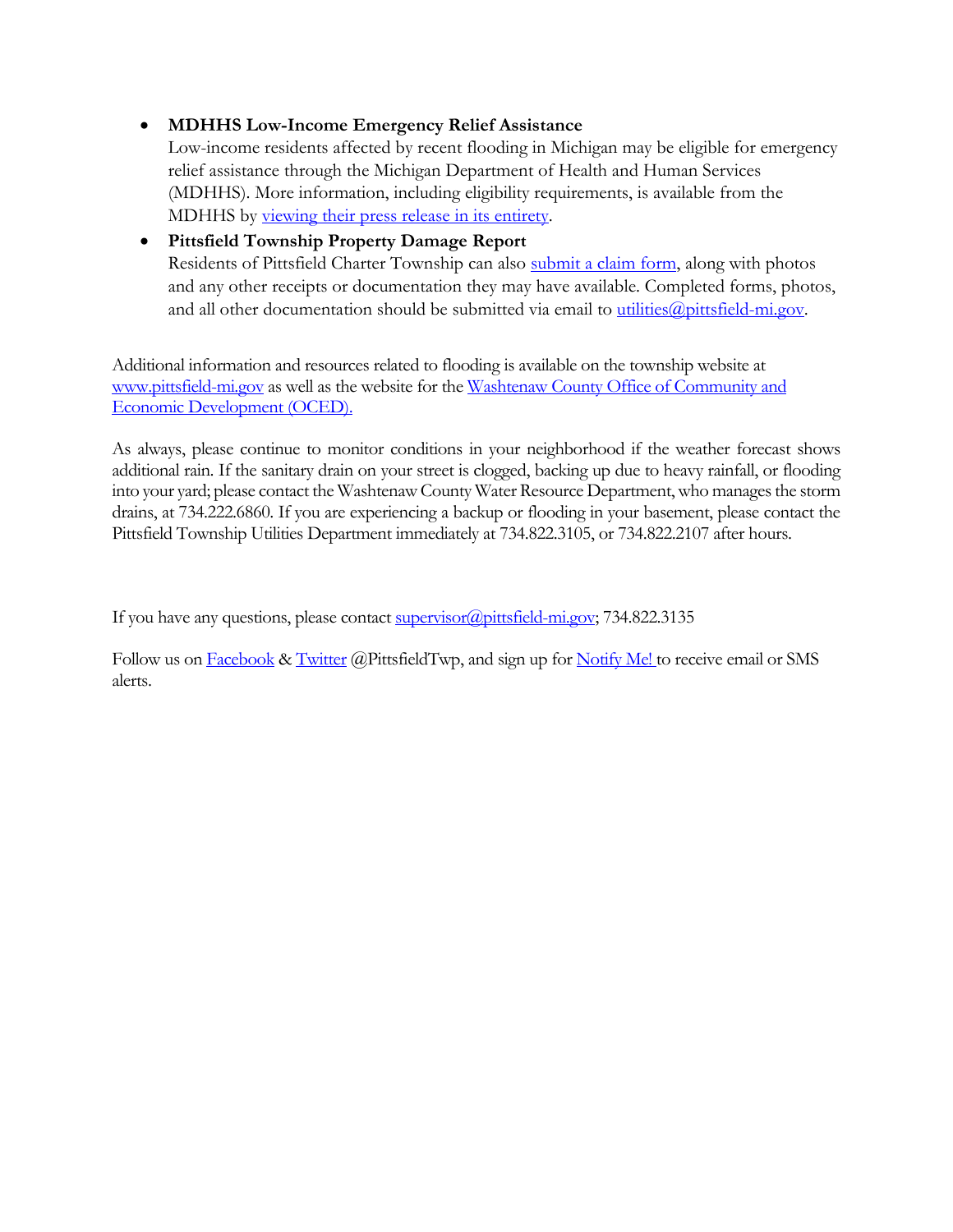- **MDHHS Low-Income Emergency Relief Assistance**
  Low-income residents affected by recent flooding in Michigan may be eligible for emergency relief assistance through the Michigan Department of Health and Human Services (MDHHS). More information, including eligibility requirements, is available from the MDHHS by viewing their press release in its entirety.
- **Pittsfield Township Property Damage Report**
  Residents of Pittsfield Charter Township can also submit a claim form, along with photos and any other receipts or documentation they may have available. Completed forms, photos, and all other documentation should be submitted via email to utilities@pittsfield-mi.gov.

Additional information and resources related to flooding is available on the township website at www.pittsfield-mi.gov as well as the website for the Washtenaw County Office of Community and Economic Development (OCED).

As always, please continue to monitor conditions in your neighborhood if the weather forecast shows additional rain. If the sanitary drain on your street is clogged, backing up due to heavy rainfall, or flooding into your yard; please contact the Washtenaw County Water Resource Department, who manages the storm drains, at 734.222.6860. If you are experiencing a backup or flooding in your basement, please contact the Pittsfield Township Utilities Department immediately at 734.822.3105, or 734.822.2107 after hours.

If you have any questions, please contact supervisor@pittsfield-mi.gov; 734.822.3135

Follow us on Facebook & Twitter @PittsfieldTwp, and sign up for Notify Me! to receive email or SMS alerts.